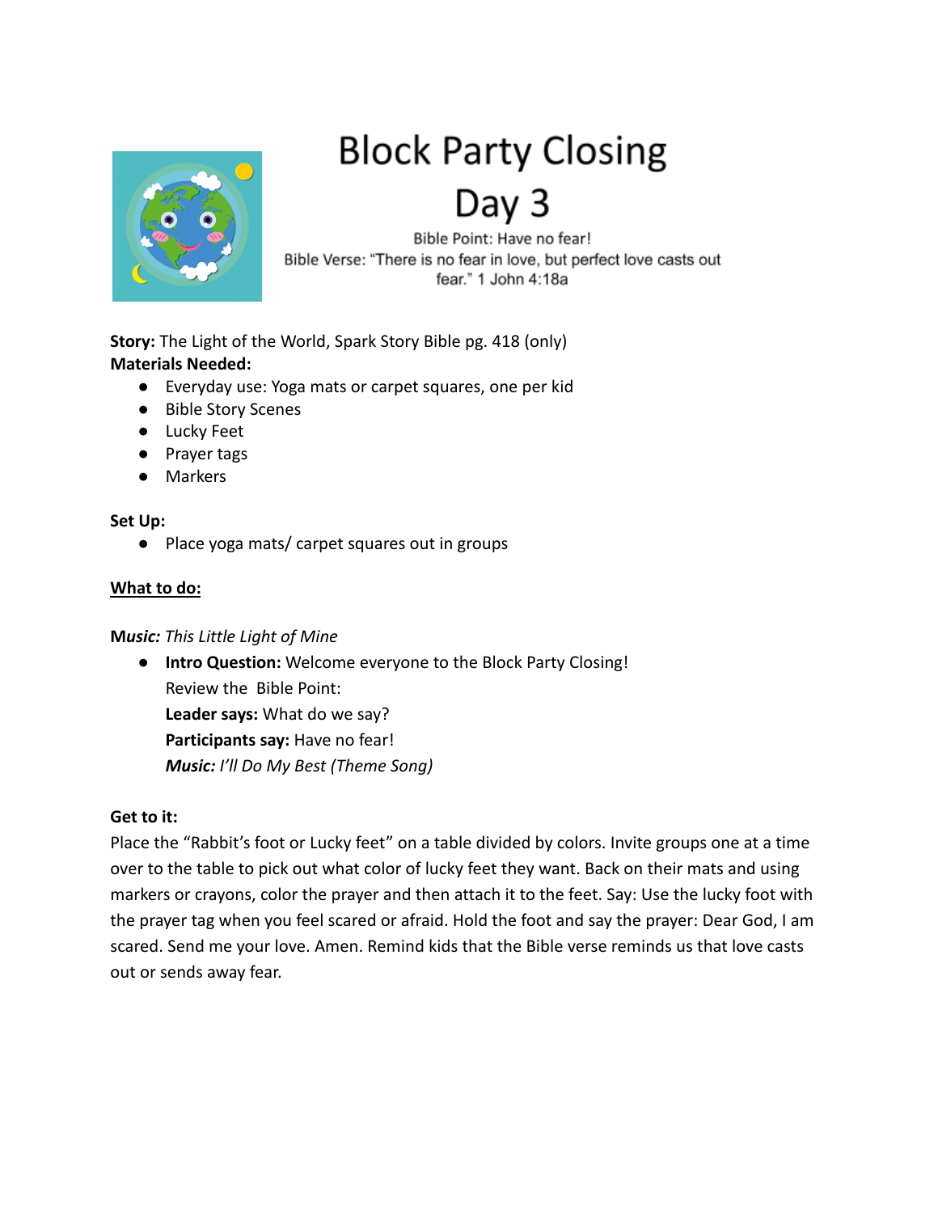# Block Party Closing Day 3

Bible Point: Have no fear!

Bible Verse: "There is no fear in love, but perfect love casts out fear." 1 John 4:18a

**Story:** The Light of the World, Spark Story Bible pg. 418 (only)

**Materials Needed:**

- Everyday use: Yoga mats or carpet squares, one per kid
- Bible Story Scenes
- Lucky Feet
- Prayer tags
- Markers

**Set Up:**

- Place yoga mats/ carpet squares out in groups

**<u>What to do:</u>**

***Music:*** *This Little Light of Mine*

- **Intro Question:** Welcome everyone to the Block Party Closing!
  Review the Bible Point:
  **Leader says:** What do we say?
  **Participants say:** Have no fear!
  ***Music:*** *I'll Do My Best (Theme Song)*

**Get to it:**

Place the "Rabbit's foot or Lucky feet" on a table divided by colors. Invite groups one at a time over to the table to pick out what color of lucky feet they want. Back on their mats and using markers or crayons, color the prayer and then attach it to the feet. Say: Use the lucky foot with the prayer tag when you feel scared or afraid. Hold the foot and say the prayer: Dear God, I am scared. Send me your love. Amen. Remind kids that the Bible verse reminds us that love casts out or sends away fear.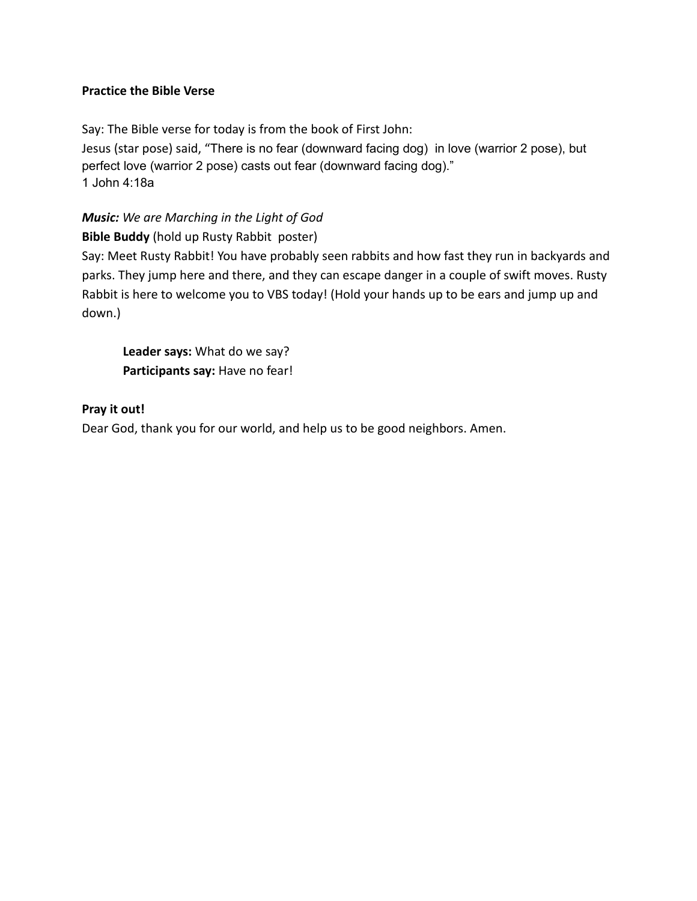**Practice the Bible Verse**

Say: The Bible verse for today is from the book of First John:
Jesus (star pose) said, "There is no fear (downward facing dog) in love (warrior 2 pose), but perfect love (warrior 2 pose) casts out fear (downward facing dog)."
1 John 4:18a

***Music:*** *We are Marching in the Light of God*
**Bible Buddy** (hold up Rusty Rabbit poster)
Say: Meet Rusty Rabbit! You have probably seen rabbits and how fast they run in backyards and parks. They jump here and there, and they can escape danger in a couple of swift moves. Rusty Rabbit is here to welcome you to VBS today! (Hold your hands up to be ears and jump up and down.)

> **Leader says:** What do we say?
> **Participants say:** Have no fear!

**Pray it out!**
Dear God, thank you for our world, and help us to be good neighbors. Amen.